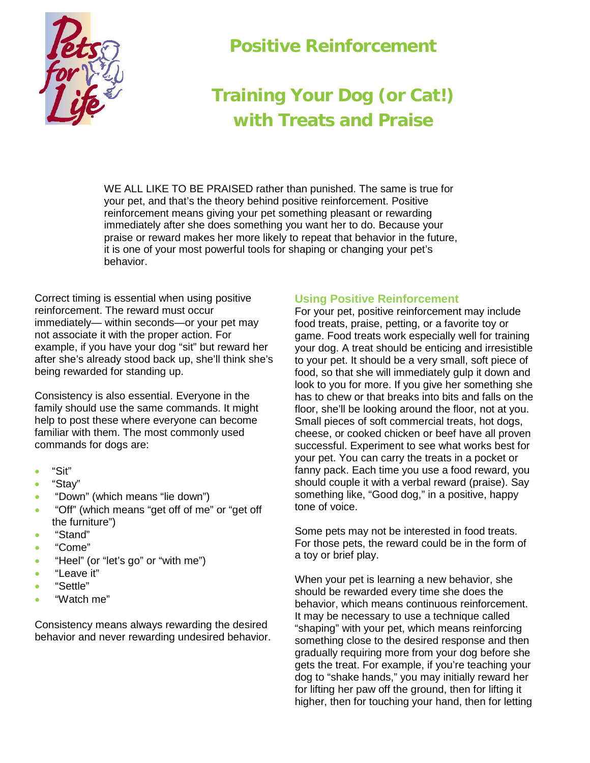# Positive Reinforcement

# Training Your Dog (or Cat!) with Treats and Praise

WE ALL LIKE TO BE PRAISED rather than punished. The same is true for your pet, and that's the theory behind positive reinforcement. Positive reinforcement means giving your pet something pleasant or rewarding immediately after she does something you want her to do. Because your praise or reward makes her more likely to repeat that behavior in the future, it is one of your most powerful tools for shaping or changing your pet's behavior.

Correct timing is essential when using positive reinforcement. The reward must occur immediately— within seconds—or your pet may not associate it with the proper action. For example, if you have your dog "sit" but reward her after she's already stood back up, she'll think she's being rewarded for standing up.

Consistency is also essential. Everyone in the family should use the same commands. It might help to post these where everyone can become familiar with them. The most commonly used commands for dogs are:

- "Sit"
- "Stay"
- "Down" (which means "lie down")
- "Off" (which means "get off of me" or "get off the furniture")
- "Stand"
- "Come"
- "Heel" (or "let's go" or "with me")
- "Leave it"
- "Settle"
- "Watch me"

Consistency means always rewarding the desired behavior and never rewarding undesired behavior.

## Using Positive Reinforcement

For your pet, positive reinforcement may include food treats, praise, petting, or a favorite toy or game. Food treats work especially well for training your dog. A treat should be enticing and irresistible to your pet. It should be a very small, soft piece of food, so that she will immediately gulp it down and look to you for more. If you give her something she has to chew or that breaks into bits and falls on the floor, she'll be looking around the floor, not at you. Small pieces of soft commercial treats, hot dogs, cheese, or cooked chicken or beef have all proven successful. Experiment to see what works best for your pet. You can carry the treats in a pocket or fanny pack. Each time you use a food reward, you should couple it with a verbal reward (praise). Say something like, "Good dog," in a positive, happy tone of voice.

Some pets may not be interested in food treats. For those pets, the reward could be in the form of a toy or brief play.

When your pet is learning a new behavior, she should be rewarded every time she does the behavior, which means continuous reinforcement. It may be necessary to use a technique called "shaping" with your pet, which means reinforcing something close to the desired response and then gradually requiring more from your dog before she gets the treat. For example, if you're teaching your dog to "shake hands," you may initially reward her for lifting her paw off the ground, then for lifting it higher, then for touching your hand, then for letting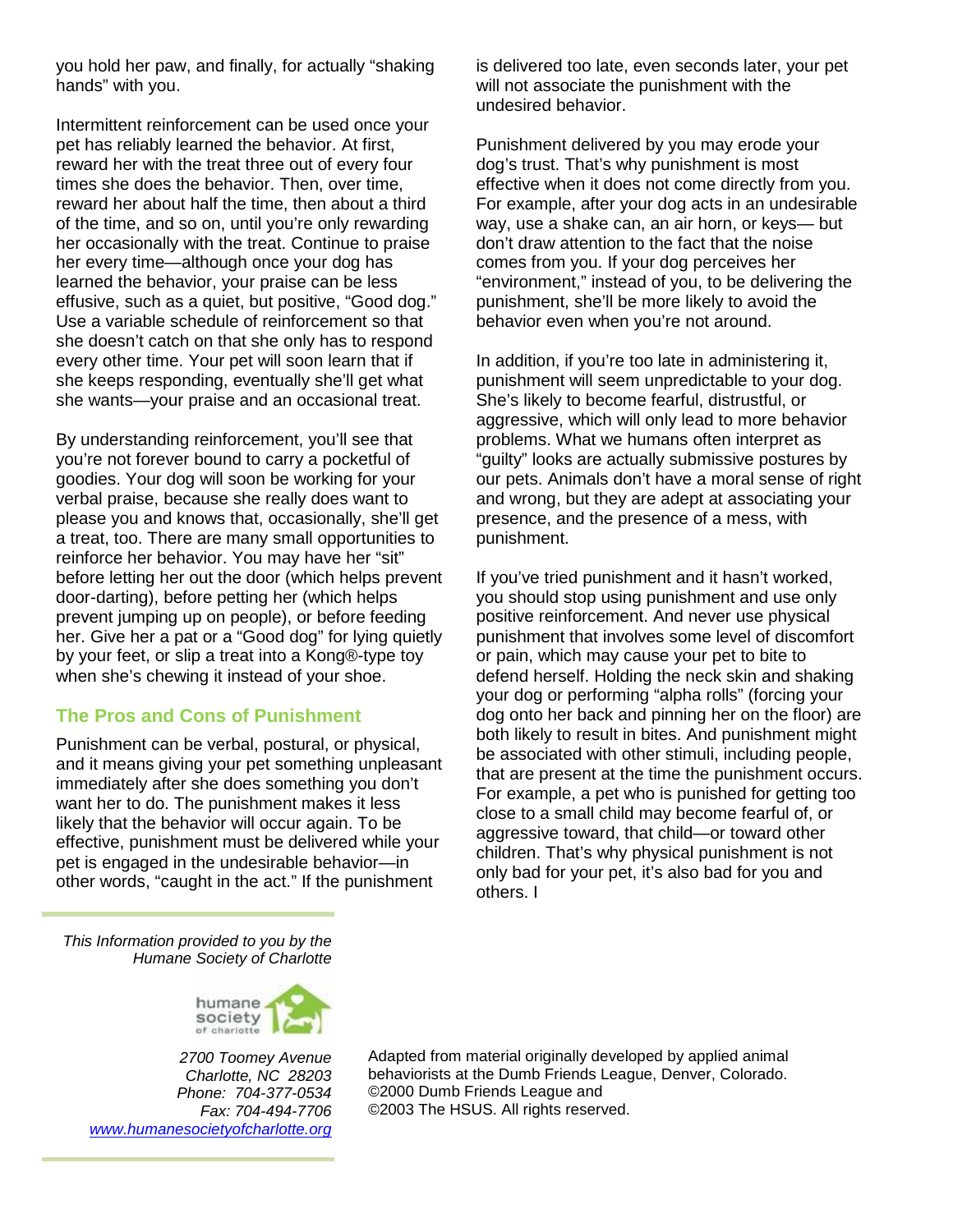you hold her paw, and finally, for actually "shaking hands" with you.

Intermittent reinforcement can be used once your pet has reliably learned the behavior. At first, reward her with the treat three out of every four times she does the behavior. Then, over time, reward her about half the time, then about a third of the time, and so on, until you're only rewarding her occasionally with the treat. Continue to praise her every time—although once your dog has learned the behavior, your praise can be less effusive, such as a quiet, but positive, "Good dog." Use a variable schedule of reinforcement so that she doesn't catch on that she only has to respond every other time. Your pet will soon learn that if she keeps responding, eventually she'll get what she wants—your praise and an occasional treat.

By understanding reinforcement, you'll see that you're not forever bound to carry a pocketful of goodies. Your dog will soon be working for your verbal praise, because she really does want to please you and knows that, occasionally, she'll get a treat, too. There are many small opportunities to reinforce her behavior. You may have her "sit" before letting her out the door (which helps prevent door-darting), before petting her (which helps prevent jumping up on people), or before feeding her. Give her a pat or a "Good dog" for lying quietly by your feet, or slip a treat into a Kong®-type toy when she's chewing it instead of your shoe.

## The Pros and Cons of Punishment

Punishment can be verbal, postural, or physical, and it means giving your pet something unpleasant immediately after she does something you don't want her to do. The punishment makes it less likely that the behavior will occur again. To be effective, punishment must be delivered while your pet is engaged in the undesirable behavior—in other words, "caught in the act." If the punishment is delivered too late, even seconds later, your pet will not associate the punishment with the undesired behavior.

Punishment delivered by you may erode your dog's trust. That's why punishment is most effective when it does not come directly from you. For example, after your dog acts in an undesirable way, use a shake can, an air horn, or keys— but don't draw attention to the fact that the noise comes from you. If your dog perceives her "environment," instead of you, to be delivering the punishment, she'll be more likely to avoid the behavior even when you're not around.

In addition, if you're too late in administering it, punishment will seem unpredictable to your dog. She's likely to become fearful, distrustful, or aggressive, which will only lead to more behavior problems. What we humans often interpret as "guilty" looks are actually submissive postures by our pets. Animals don't have a moral sense of right and wrong, but they are adept at associating your presence, and the presence of a mess, with punishment.

If you've tried punishment and it hasn't worked, you should stop using punishment and use only positive reinforcement. And never use physical punishment that involves some level of discomfort or pain, which may cause your pet to bite to defend herself. Holding the neck skin and shaking your dog or performing "alpha rolls" (forcing your dog onto her back and pinning her on the floor) are both likely to result in bites. And punishment might be associated with other stimuli, including people, that are present at the time the punishment occurs. For example, a pet who is punished for getting too close to a small child may become fearful of, or aggressive toward, that child—or toward other children. That's why physical punishment is not only bad for your pet, it's also bad for you and others. I

*This Information provided to you by the Humane Society of Charlotte*

*2700 Toomey Avenue*
*Charlotte, NC 28203*
*Phone: 704-377-0534*
*Fax: 704-494-7706*
*www.humanesocietyofcharlotte.org*

Adapted from material originally developed by applied animal behaviorists at the Dumb Friends League, Denver, Colorado.
©2000 Dumb Friends League and
©2003 The HSUS. All rights reserved.